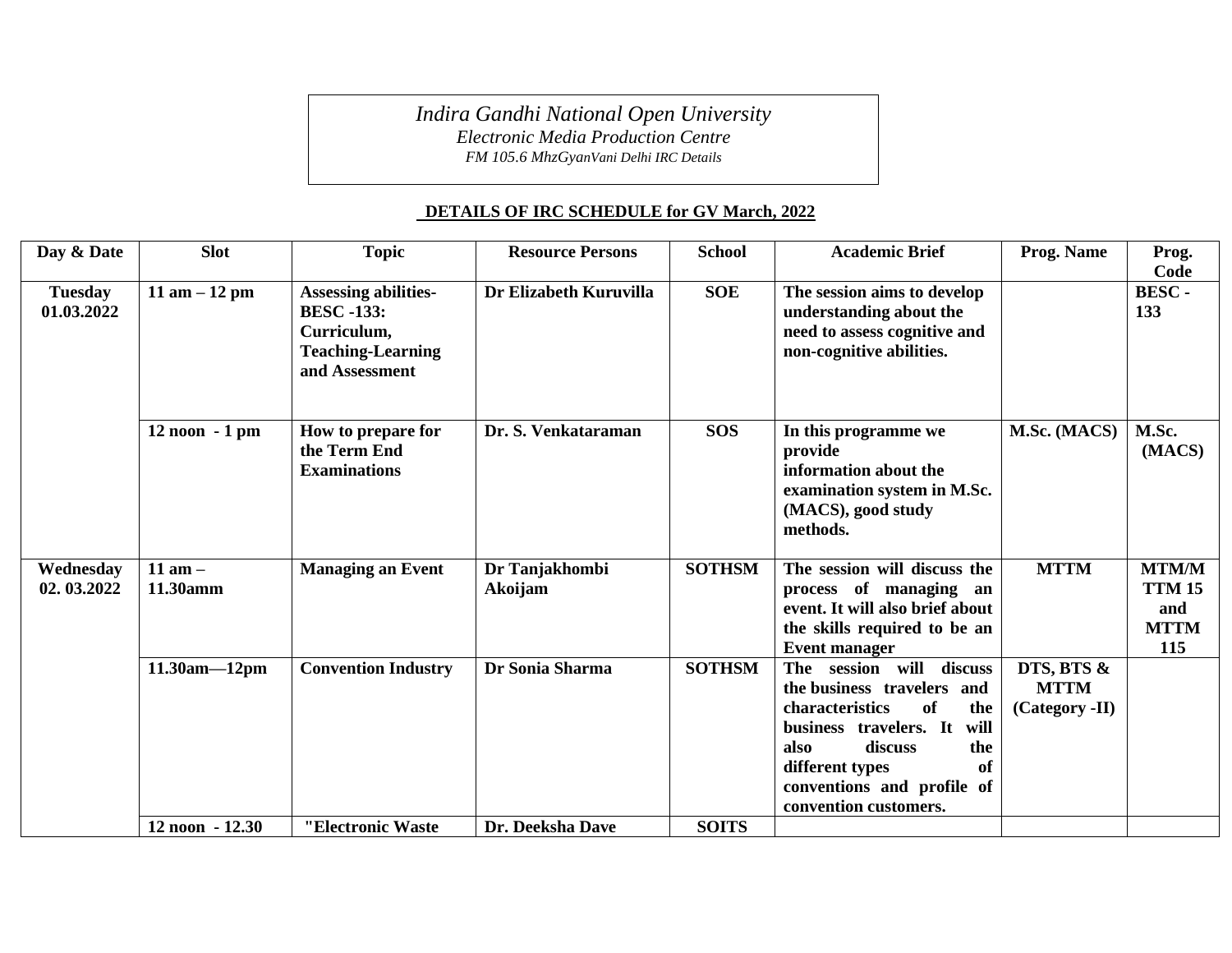*Indira Gandhi National Open University*
*Electronic Media Production Centre*
*FM 105.6 MhzGyanVani Delhi IRC Details*

## DETAILS OF IRC SCHEDULE for GV March, 2022

| Day & Date | Slot | Topic | Resource Persons | School | Academic Brief | Prog. Name | Prog. Code |
|---|---|---|---|---|---|---|---|
| **Tuesday 01.03.2022** | **11 am – 12 pm** | **Assessing abilities- BESC -133: Curriculum, Teaching-Learning and Assessment** | **Dr Elizabeth Kuruvilla** | **SOE** | **The session aims to develop understanding about the need to assess cognitive and non-cognitive abilities.** | | **BESC - 133** |
| | **12 noon - 1 pm** | **How to prepare for the Term End Examinations** | **Dr. S. Venkataraman** | **SOS** | **In this programme we provide information about the examination system in M.Sc. (MACS), good study methods.** | **M.Sc. (MACS)** | **M.Sc. (MACS)** |
| **Wednesday 02. 03.2022** | **11 am – 11.30amm** | **Managing an Event** | **Dr Tanjakhombi Akoijam** | **SOTHSM** | **The session will discuss the process of managing an event. It will also brief about the skills required to be an Event manager** | **MTTM** | **MTM/MTTM 15 and MTTM 115** |
| | **11.30am—12pm** | **Convention Industry** | **Dr Sonia Sharma** | **SOTHSM** | **The session will discuss the business travelers and characteristics of the business travelers. It will also discuss the different types of conventions and profile of convention customers.** | **DTS, BTS & MTTM (Category -II)** | |
| | **12 noon - 12.30** | **"Electronic Waste** | **Dr. Deeksha Dave** | **SOITS** | | | |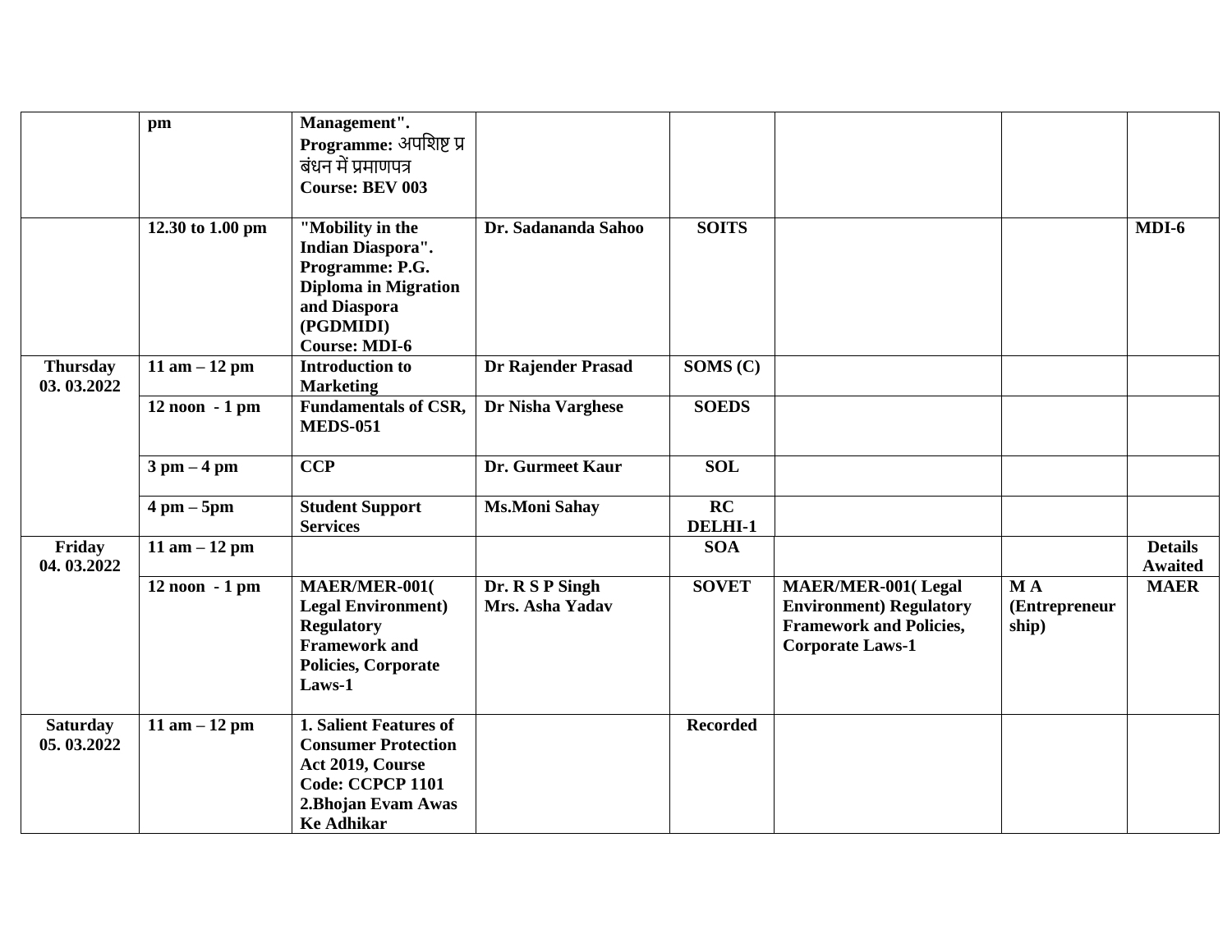| | | | | | | | |
|---|---|---|---|---|---|---|---|
| | **pm** | **Management". Programme: अपशिष्ट प्रबंधन में प्रमाणपत्र Course: BEV 003** | | | | | |
| | **12.30 to 1.00 pm** | **"Mobility in the Indian Diaspora". Programme: P.G. Diploma in Migration and Diaspora (PGDMIDI) Course: MDI-6** | **Dr. Sadananda Sahoo** | **SOITS** | | | **MDI-6** |
| **Thursday 03. 03.2022** | **11 am – 12 pm** | **Introduction to Marketing** | **Dr Rajender Prasad** | **SOMS (C)** | | | |
| | **12 noon - 1 pm** | **Fundamentals of CSR, MEDS-051** | **Dr Nisha Varghese** | **SOEDS** | | | |
| | **3 pm – 4 pm** | **CCP** | **Dr. Gurmeet Kaur** | **SOL** | | | |
| | **4 pm – 5pm** | **Student Support Services** | **Ms.Moni Sahay** | **RC DELHI-1** | | | |
| **Friday 04. 03.2022** | **11 am – 12 pm** | | | **SOA** | | | **Details Awaited** |
| | **12 noon - 1 pm** | **MAER/MER-001( Legal Environment) Regulatory Framework and Policies, Corporate Laws-1** | **Dr. R S P Singh Mrs. Asha Yadav** | **SOVET** | **MAER/MER-001( Legal Environment) Regulatory Framework and Policies, Corporate Laws-1** | **M A (Entrepreneurship)** | **MAER** |
| **Saturday 05. 03.2022** | **11 am – 12 pm** | **1. Salient Features of Consumer Protection Act 2019, Course Code: CCPCP 1101 2.Bhojan Evam Awas Ke Adhikar** | | **Recorded** | | | |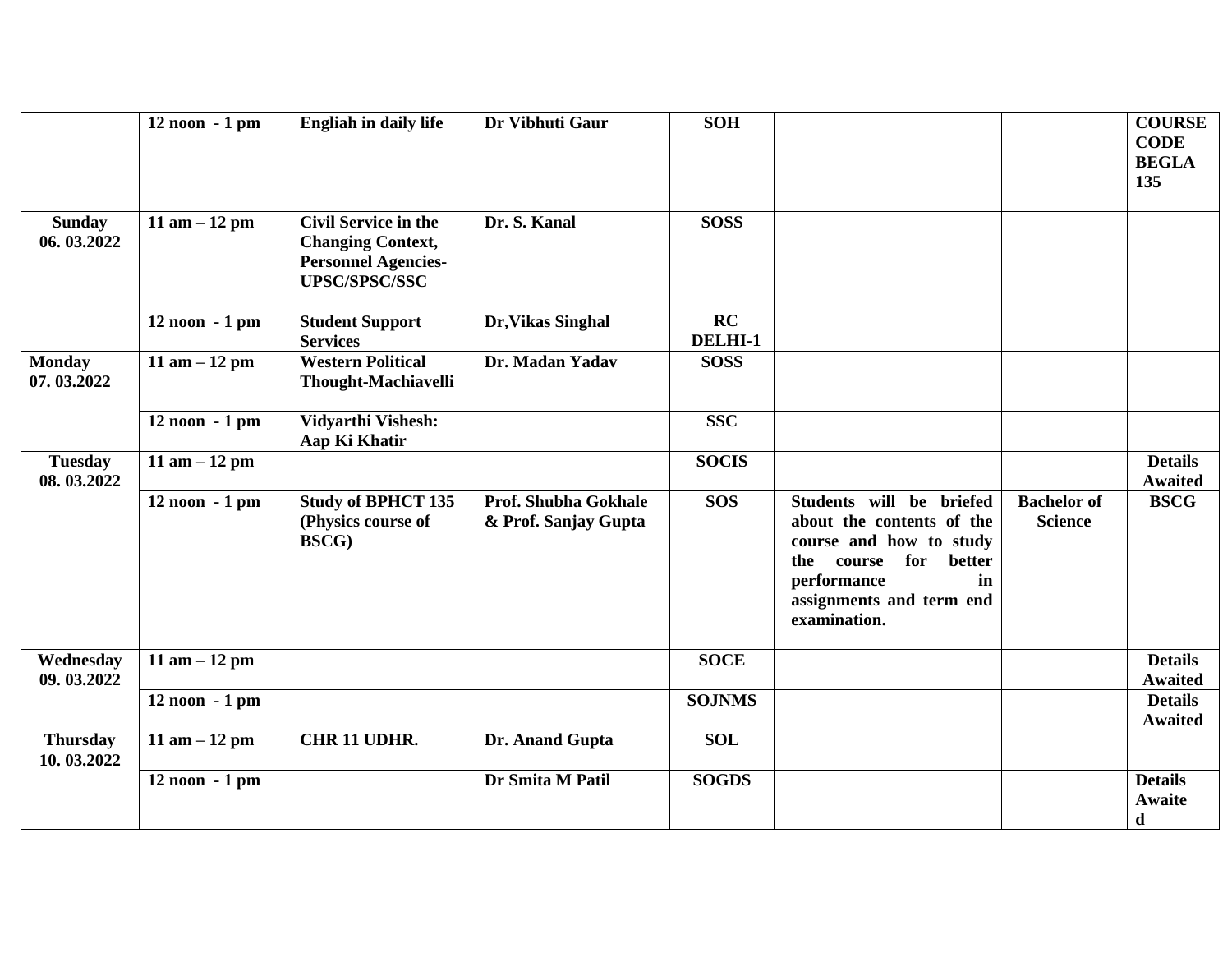| | | | | | | | |
|---|---|---|---|---|---|---|---|
| | **12 noon - 1 pm** | **Engliah in daily life** | **Dr Vibhuti Gaur** | **SOH** | | | **COURSE CODE BEGLA 135** |
| **Sunday 06. 03.2022** | **11 am – 12 pm** | **Civil Service in the Changing Context, Personnel Agencies- UPSC/SPSC/SSC** | **Dr. S. Kanal** | **SOSS** | | | |
| | **12 noon - 1 pm** | **Student Support Services** | **Dr,Vikas Singhal** | **RC DELHI-1** | | | |
| **Monday 07. 03.2022** | **11 am – 12 pm** | **Western Political Thought-Machiavelli** | **Dr. Madan Yadav** | **SOSS** | | | |
| | **12 noon - 1 pm** | **Vidyarthi Vishesh: Aap Ki Khatir** | | **SSC** | | | |
| **Tuesday 08. 03.2022** | **11 am – 12 pm** | | | **SOCIS** | | | **Details Awaited** |
| | **12 noon - 1 pm** | **Study of BPHCT 135 (Physics course of BSCG)** | **Prof. Shubha Gokhale & Prof. Sanjay Gupta** | **SOS** | **Students will be briefed about the contents of the course and how to study the course for better performance in assignments and term end examination.** | **Bachelor of Science** | **BSCG** |
| **Wednesday 09. 03.2022** | **11 am – 12 pm** | | | **SOCE** | | | **Details Awaited** |
| | **12 noon - 1 pm** | | | **SOJNMS** | | | **Details Awaited** |
| **Thursday 10. 03.2022** | **11 am – 12 pm** | **CHR 11 UDHR.** | **Dr. Anand Gupta** | **SOL** | | | |
| | **12 noon - 1 pm** | | **Dr Smita M Patil** | **SOGDS** | | | **Details Awaited** |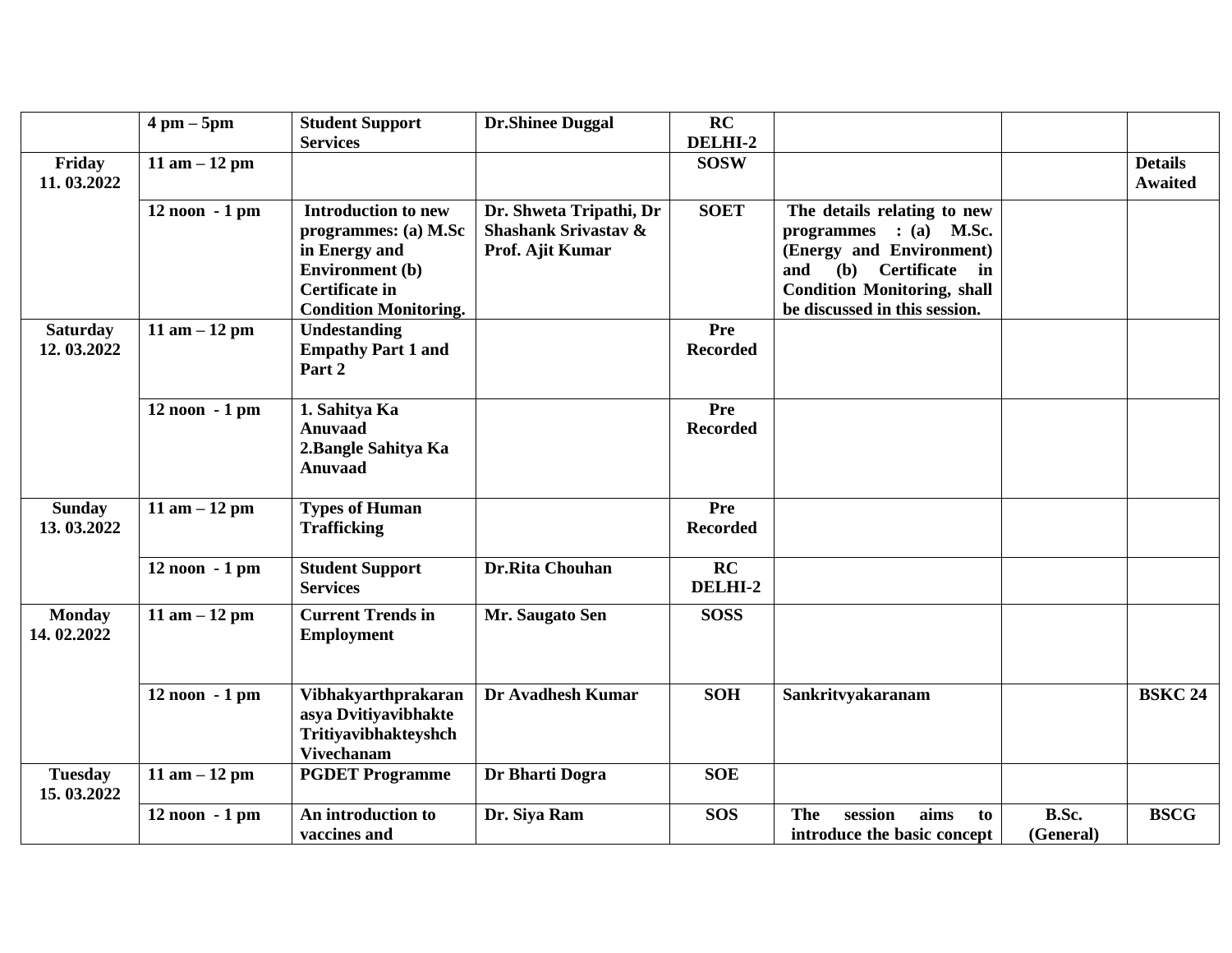| | | | | | | | |
|---|---|---|---|---|---|---|---|
| | **4 pm – 5pm** | **Student Support Services** | **Dr.Shinee Duggal** | **RC DELHI-2** | | | |
| **Friday 11. 03.2022** | **11 am – 12 pm** | | | **SOSW** | | | **Details Awaited** |
| | **12 noon - 1 pm** | **Introduction to new programmes: (a) M.Sc in Energy and Environment (b) Certificate in Condition Monitoring.** | **Dr. Shweta Tripathi, Dr Shashank Srivastav & Prof. Ajit Kumar** | **SOET** | **The details relating to new programmes : (a) M.Sc. (Energy and Environment) and (b) Certificate in Condition Monitoring, shall be discussed in this session.** | | |
| **Saturday 12. 03.2022** | **11 am – 12 pm** | **Undestanding Empathy Part 1 and Part 2** | | **Pre Recorded** | | | |
| | **12 noon - 1 pm** | **1. Sahitya Ka Anuvaad 2.Bangle Sahitya Ka Anuvaad** | | **Pre Recorded** | | | |
| **Sunday 13. 03.2022** | **11 am – 12 pm** | **Types of Human Trafficking** | | **Pre Recorded** | | | |
| | **12 noon - 1 pm** | **Student Support Services** | **Dr.Rita Chouhan** | **RC DELHI-2** | | | |
| **Monday 14. 02.2022** | **11 am – 12 pm** | **Current Trends in Employment** | **Mr. Saugato Sen** | **SOSS** | | | |
| | **12 noon - 1 pm** | **Vibhakyarthprakaranasya Dvitiyavibhakte Tritiyavibhakteyshch Vivechanam** | **Dr Avadhesh Kumar** | **SOH** | **Sankritvyakaranam** | | **BSKC 24** |
| **Tuesday 15. 03.2022** | **11 am – 12 pm** | **PGDET Programme** | **Dr Bharti Dogra** | **SOE** | | | |
| | **12 noon - 1 pm** | **An introduction to vaccines and** | **Dr. Siya Ram** | **SOS** | **The session aims to introduce the basic concept** | **B.Sc. (General)** | **BSCG** |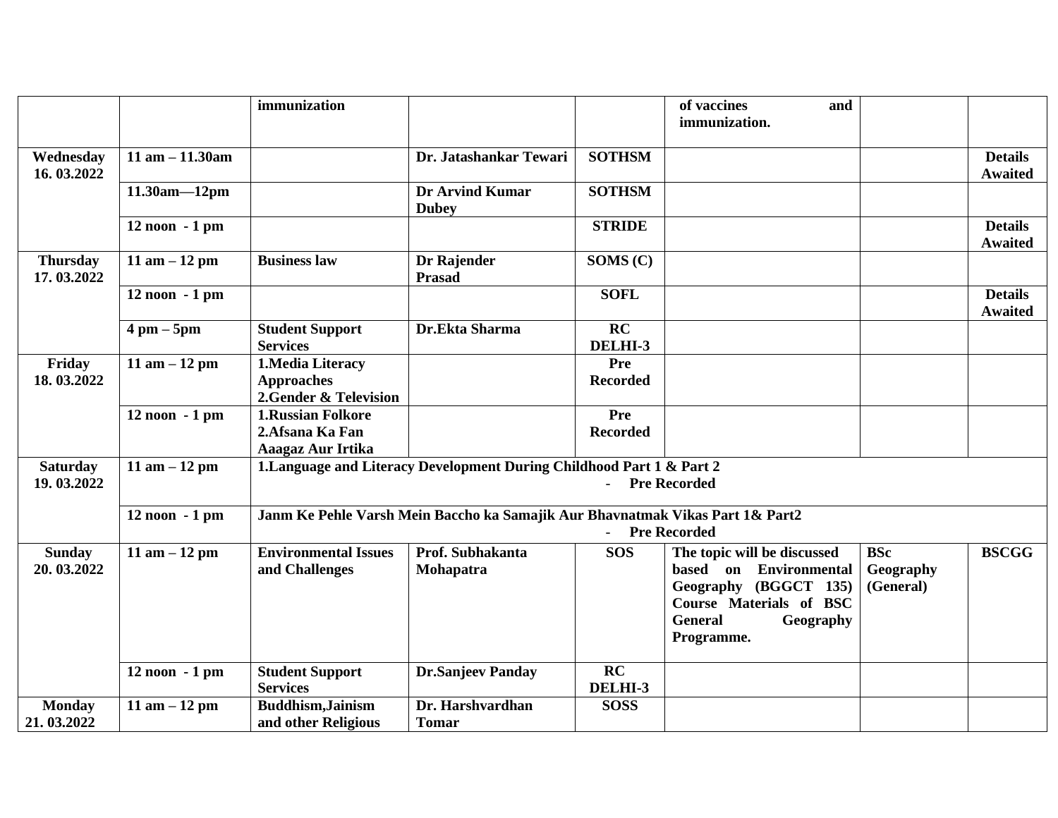| | | immunization | | | of vaccines and immunization. | | |
|---|---|---|---|---|---|---|---|
| **Wednesday 16. 03.2022** | **11 am – 11.30am** | | **Dr. Jatashankar Tewari** | **SOTHSM** | | | **Details Awaited** |
| | **11.30am—12pm** | | **Dr Arvind Kumar Dubey** | **SOTHSM** | | | |
| | **12 noon - 1 pm** | | | **STRIDE** | | | **Details Awaited** |
| **Thursday 17. 03.2022** | **11 am – 12 pm** | **Business law** | **Dr Rajender Prasad** | **SOMS (C)** | | | |
| | **12 noon - 1 pm** | | | **SOFL** | | | **Details Awaited** |
| | **4 pm – 5pm** | **Student Support Services** | **Dr.Ekta Sharma** | **RC DELHI-3** | | | |
| **Friday 18. 03.2022** | **11 am – 12 pm** | **1.Media Literacy Approaches 2.Gender & Television** | | **Pre Recorded** | | | |
| | **12 noon - 1 pm** | **1.Russian Folkore 2.Afsana Ka Fan Aaagaz Aur Irtika** | | **Pre Recorded** | | | |
| **Saturday 19. 03.2022** | **11 am – 12 pm** | **1.Language and Literacy Development During Childhood Part 1 & Part 2 - Pre Recorded** | | | | | |
| | **12 noon - 1 pm** | **Janm Ke Pehle Varsh Mein Baccho ka Samajik Aur Bhavnatmak Vikas Part 1& Part2 - Pre Recorded** | | | | | |
| **Sunday 20. 03.2022** | **11 am – 12 pm** | **Environmental Issues and Challenges** | **Prof. Subhakanta Mohapatra** | **SOS** | **The topic will be discussed based on Environmental Geography (BGGCT 135) Course Materials of BSC General Geography Programme.** | **BSc Geography (General)** | **BSCGG** |
| | **12 noon - 1 pm** | **Student Support Services** | **Dr.Sanjeev Panday** | **RC DELHI-3** | | | |
| **Monday 21. 03.2022** | **11 am – 12 pm** | **Buddhism,Jainism and other Religious** | **Dr. Harshvardhan Tomar** | **SOSS** | | | |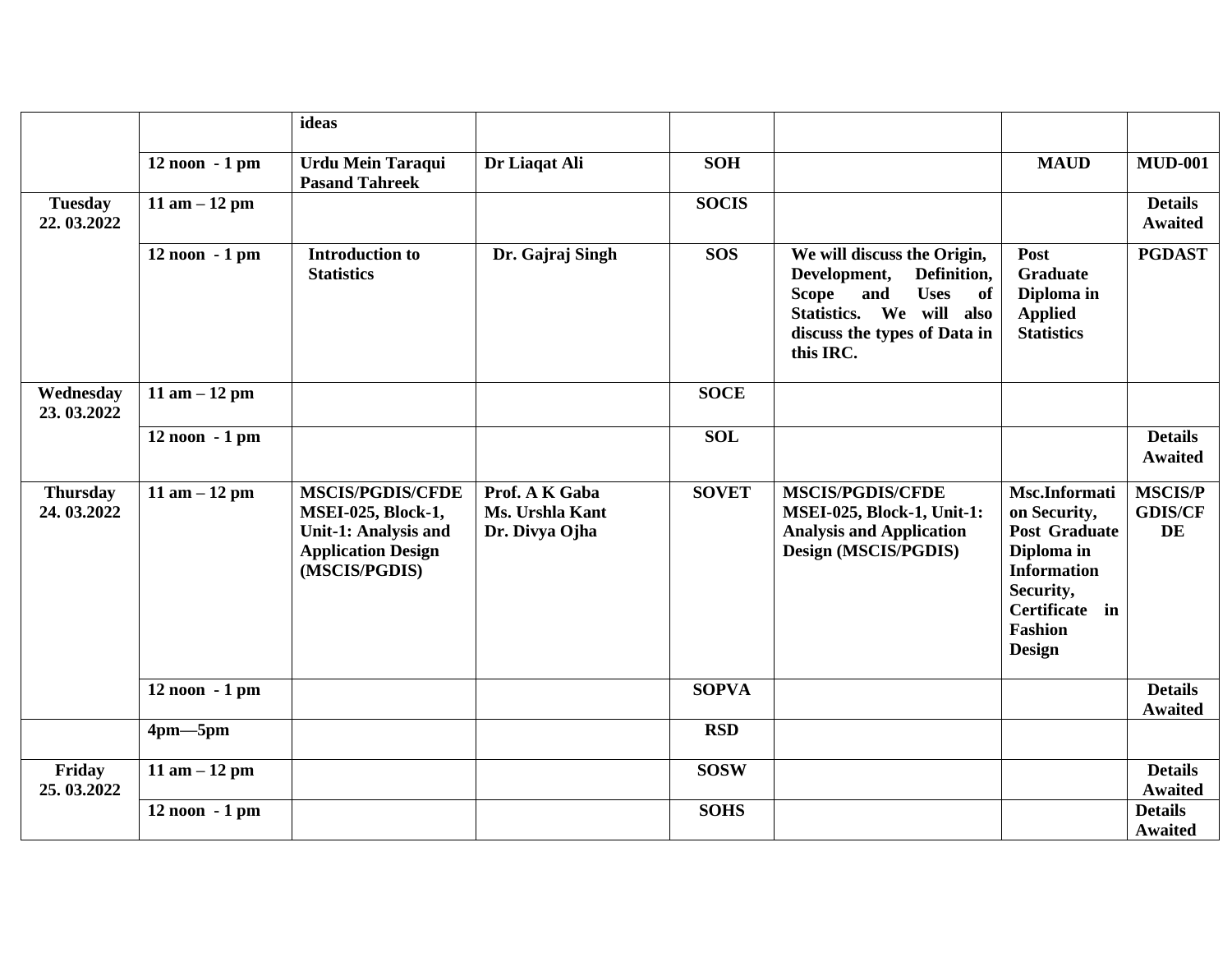|  |  | ideas |  |  |  |  |  |
|---|---|---|---|---|---|---|---|
|  | 12 noon - 1 pm | Urdu Mein Taraqui Pasand Tahreek | Dr Liaqat Ali | SOH |  | MAUD | MUD-001 |
| Tuesday 22. 03.2022 | 11 am – 12 pm |  |  | SOCIS |  |  | Details Awaited |
|  | 12 noon - 1 pm | Introduction to Statistics | Dr. Gajraj Singh | SOS | We will discuss the Origin, Development, Definition, Scope and Uses of Statistics. We will also discuss the types of Data in this IRC. | Post Graduate Diploma in Applied Statistics | PGDAST |
| Wednesday 23. 03.2022 | 11 am – 12 pm |  |  | SOCE |  |  |  |
|  | 12 noon - 1 pm |  |  | SOL |  |  | Details Awaited |
| Thursday 24. 03.2022 | 11 am – 12 pm | MSCIS/PGDIS/CFDE MSEI-025, Block-1, Unit-1: Analysis and Application Design (MSCIS/PGDIS) | Prof. A K Gaba Ms. Urshla Kant Dr. Divya Ojha | SOVET | MSCIS/PGDIS/CFDE MSEI-025, Block-1, Unit-1: Analysis and Application Design (MSCIS/PGDIS) | Msc.Information Security, Post Graduate Diploma in Information Security, Certificate in Fashion Design | MSCIS/PGDIS/CFDE |
|  | 12 noon - 1 pm |  |  | SOPVA |  |  | Details Awaited |
|  | 4pm—5pm |  |  | RSD |  |  |  |
| Friday 25. 03.2022 | 11 am – 12 pm |  |  | SOSW |  |  | Details Awaited |
|  | 12 noon - 1 pm |  |  | SOHS |  |  | Details Awaited |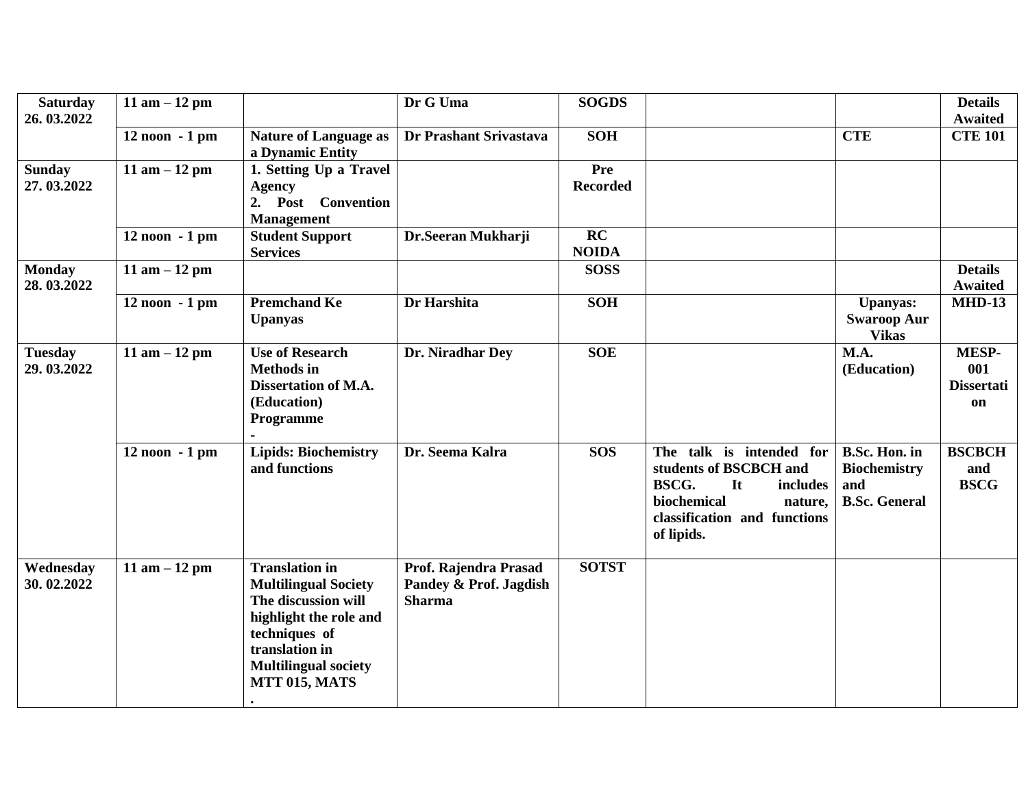| **Saturday 26. 03.2022** | **11 am – 12 pm** | | **Dr G Uma** | **SOGDS** | | | **Details Awaited** |
|---|---|---|---|---|---|---|---|
| | **12 noon - 1 pm** | **Nature of Language as a Dynamic Entity** | **Dr Prashant Srivastava** | **SOH** | | **CTE** | **CTE 101** |
| **Sunday 27. 03.2022** | **11 am – 12 pm** | **1. Setting Up a Travel Agency 2. Post Convention Management** | | **Pre Recorded** | | | |
| | **12 noon - 1 pm** | **Student Support Services** | **Dr.Seeran Mukharji** | **RC NOIDA** | | | |
| **Monday 28. 03.2022** | **11 am – 12 pm** | | | **SOSS** | | | **Details Awaited** |
| | **12 noon - 1 pm** | **Premchand Ke Upanyas** | **Dr Harshita** | **SOH** | | **Upanyas: Swaroop Aur Vikas** | **MHD-13** |
| **Tuesday 29. 03.2022** | **11 am – 12 pm** | **Use of Research Methods in Dissertation of M.A. (Education) Programme -** | **Dr. Niradhar Dey** | **SOE** | | **M.A. (Education)** | **MESP-001 Dissertation** |
| | **12 noon - 1 pm** | **Lipids: Biochemistry and functions** | **Dr. Seema Kalra** | **SOS** | **The talk is intended for students of BSCBCH and BSCG. It includes biochemical nature, classification and functions of lipids.** | **B.Sc. Hon. in Biochemistry and B.Sc. General** | **BSCBCH and BSCG** |
| **Wednesday 30. 02.2022** | **11 am – 12 pm** | **Translation in Multilingual Society The discussion will highlight the role and techniques of translation in Multilingual society MTT 015, MATS .** | **Prof. Rajendra Prasad Pandey & Prof. Jagdish Sharma** | **SOTST** | | | |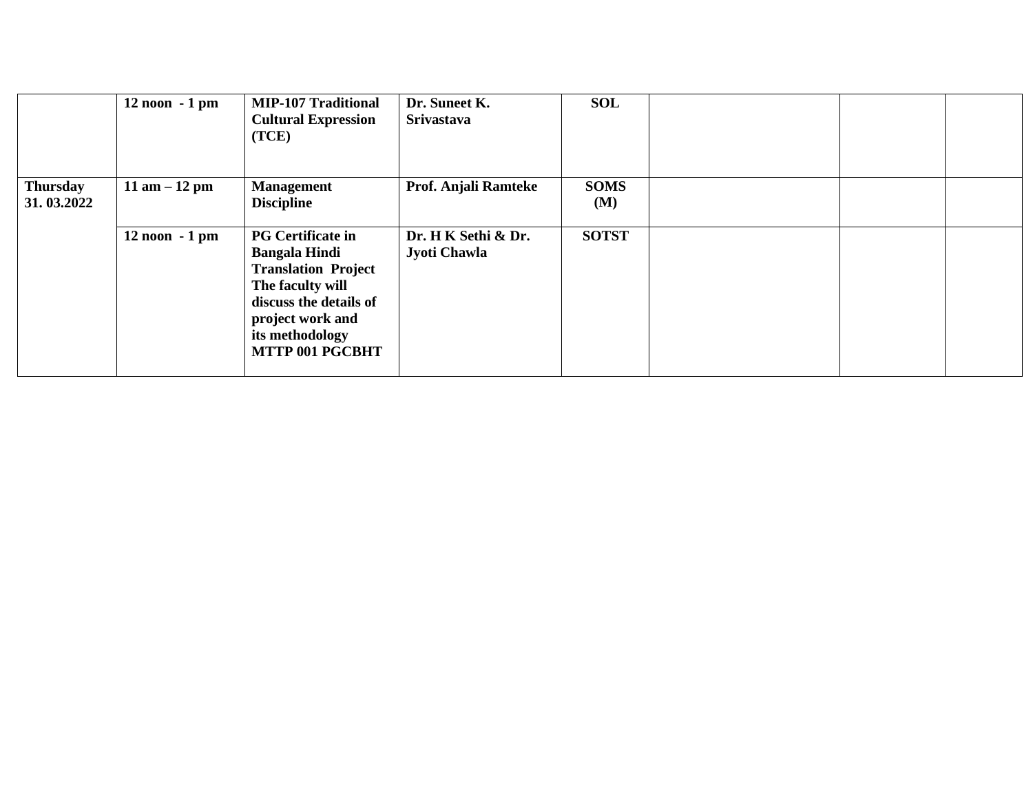| | | | | | | | |
|---|---|---|---|---|---|---|---|
| | **12 noon - 1 pm** | **MIP-107 Traditional Cultural Expression (TCE)** | **Dr. Suneet K. Srivastava** | **SOL** | | | |
| **Thursday 31. 03.2022** | **11 am – 12 pm** | **Management Discipline** | **Prof. Anjali Ramteke** | **SOMS (M)** | | | |
| | **12 noon - 1 pm** | **PG Certificate in Bangala Hindi Translation Project The faculty will discuss the details of project work and its methodology MTTP 001 PGCBHT** | **Dr. H K Sethi & Dr. Jyoti Chawla** | **SOTST** | | | |